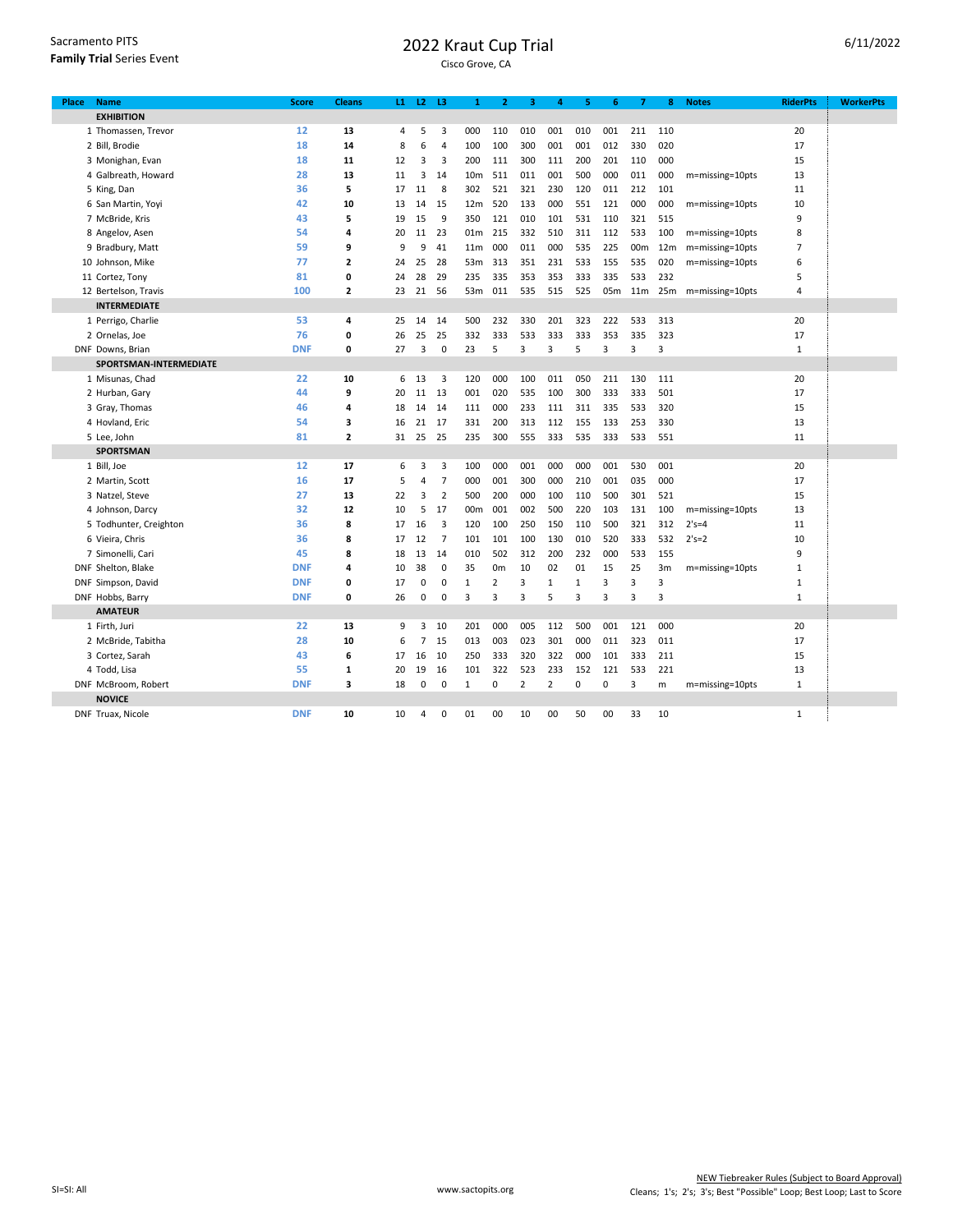Sacramento PITS
**Family Trial** Series Event

# 2022 Kraut Cup Trial

Cisco Grove, CA

6/11/2022

| Place | Name | Score | Cleans | L1 | L2 | L3 | 1 | 2 | 3 | 4 | 5 | 6 | 7 | 8 | Notes | RiderPts | WorkerPts |
|---|---|---|---|---|---|---|---|---|---|---|---|---|---|---|---|---|---|
| | **EXHIBITION** | | | | | | | | | | | | | | | | |
| 1 | Thomassen, Trevor | 12 | 13 | 4 | 5 | 3 | 000 | 110 | 010 | 001 | 010 | 001 | 211 | 110 | | 20 | |
| 2 | Bill, Brodie | 18 | 14 | 8 | 6 | 4 | 100 | 100 | 300 | 001 | 001 | 012 | 330 | 020 | | 17 | |
| 3 | Monighan, Evan | 18 | 11 | 12 | 3 | 3 | 200 | 111 | 300 | 111 | 200 | 201 | 110 | 000 | | 15 | |
| 4 | Galbreath, Howard | 28 | 13 | 11 | 3 | 14 | 10m | 511 | 011 | 001 | 500 | 000 | 011 | 000 | m=missing=10pts | 13 | |
| 5 | King, Dan | 36 | 5 | 17 | 11 | 8 | 302 | 521 | 321 | 230 | 120 | 011 | 212 | 101 | | 11 | |
| 6 | San Martin, Yoyi | 42 | 10 | 13 | 14 | 15 | 12m | 520 | 133 | 000 | 551 | 121 | 000 | 000 | m=missing=10pts | 10 | |
| 7 | McBride, Kris | 43 | 5 | 19 | 15 | 9 | 350 | 121 | 010 | 101 | 531 | 110 | 321 | 515 | | 9 | |
| 8 | Angelov, Asen | 54 | 4 | 20 | 11 | 23 | 01m | 215 | 332 | 510 | 311 | 112 | 533 | 100 | m=missing=10pts | 8 | |
| 9 | Bradbury, Matt | 59 | 9 | 9 | 9 | 41 | 11m | 000 | 011 | 000 | 535 | 225 | 00m | 12m | m=missing=10pts | 7 | |
| 10 | Johnson, Mike | 77 | 2 | 24 | 25 | 28 | 53m | 313 | 351 | 231 | 533 | 155 | 535 | 020 | m=missing=10pts | 6 | |
| 11 | Cortez, Tony | 81 | 0 | 24 | 28 | 29 | 235 | 335 | 353 | 353 | 333 | 335 | 533 | 232 | | 5 | |
| 12 | Bertelson, Travis | 100 | 2 | 23 | 21 | 56 | 53m | 011 | 535 | 515 | 525 | 05m | 11m | 25m | m=missing=10pts | 4 | |
| | **INTERMEDIATE** | | | | | | | | | | | | | | | | |
| 1 | Perrigo, Charlie | 53 | 4 | 25 | 14 | 14 | 500 | 232 | 330 | 201 | 323 | 222 | 533 | 313 | | 20 | |
| 2 | Ornelas, Joe | 76 | 0 | 26 | 25 | 25 | 332 | 333 | 533 | 333 | 333 | 353 | 335 | 323 | | 17 | |
| DNF | Downs, Brian | DNF | 0 | 27 | 3 | 0 | 23 | 5 | 3 | 3 | 5 | 3 | 3 | 3 | | 1 | |
| | **SPORTSMAN-INTERMEDIATE** | | | | | | | | | | | | | | | | |
| 1 | Misunas, Chad | 22 | 10 | 6 | 13 | 3 | 120 | 000 | 100 | 011 | 050 | 211 | 130 | 111 | | 20 | |
| 2 | Hurban, Gary | 44 | 9 | 20 | 11 | 13 | 001 | 020 | 535 | 100 | 300 | 333 | 333 | 501 | | 17 | |
| 3 | Gray, Thomas | 46 | 4 | 18 | 14 | 14 | 111 | 000 | 233 | 111 | 311 | 335 | 533 | 320 | | 15 | |
| 4 | Hovland, Eric | 54 | 3 | 16 | 21 | 17 | 331 | 200 | 313 | 112 | 155 | 133 | 253 | 330 | | 13 | |
| 5 | Lee, John | 81 | 2 | 31 | 25 | 25 | 235 | 300 | 555 | 333 | 535 | 333 | 533 | 551 | | 11 | |
| | **SPORTSMAN** | | | | | | | | | | | | | | | | |
| 1 | Bill, Joe | 12 | 17 | 6 | 3 | 3 | 100 | 000 | 001 | 000 | 000 | 001 | 530 | 001 | | 20 | |
| 2 | Martin, Scott | 16 | 17 | 5 | 4 | 7 | 000 | 001 | 300 | 000 | 210 | 001 | 035 | 000 | | 17 | |
| 3 | Natzel, Steve | 27 | 13 | 22 | 3 | 2 | 500 | 200 | 000 | 100 | 110 | 500 | 301 | 521 | | 15 | |
| 4 | Johnson, Darcy | 32 | 12 | 10 | 5 | 17 | 00m | 001 | 002 | 500 | 220 | 103 | 131 | 100 | m=missing=10pts | 13 | |
| 5 | Todhunter, Creighton | 36 | 8 | 17 | 16 | 3 | 120 | 100 | 250 | 150 | 110 | 500 | 321 | 312 | 2's=4 | 11 | |
| 6 | Vieira, Chris | 36 | 8 | 17 | 12 | 7 | 101 | 101 | 100 | 130 | 010 | 520 | 333 | 532 | 2's=2 | 10 | |
| 7 | Simonelli, Cari | 45 | 8 | 18 | 13 | 14 | 010 | 502 | 312 | 200 | 232 | 000 | 533 | 155 | | 9 | |
| DNF | Shelton, Blake | DNF | 4 | 10 | 38 | 0 | 35 | 0m | 10 | 02 | 01 | 15 | 25 | 3m | m=missing=10pts | 1 | |
| DNF | Simpson, David | DNF | 0 | 17 | 0 | 0 | 1 | 2 | 3 | 1 | 1 | 3 | 3 | 3 | | 1 | |
| DNF | Hobbs, Barry | DNF | 0 | 26 | 0 | 0 | 3 | 3 | 3 | 5 | 3 | 3 | 3 | 3 | | 1 | |
| | **AMATEUR** | | | | | | | | | | | | | | | | |
| 1 | Firth, Juri | 22 | 13 | 9 | 3 | 10 | 201 | 000 | 005 | 112 | 500 | 001 | 121 | 000 | | 20 | |
| 2 | McBride, Tabitha | 28 | 10 | 6 | 7 | 15 | 013 | 003 | 023 | 301 | 000 | 011 | 323 | 011 | | 17 | |
| 3 | Cortez, Sarah | 43 | 6 | 17 | 16 | 10 | 250 | 333 | 320 | 322 | 000 | 101 | 333 | 211 | | 15 | |
| 4 | Todd, Lisa | 55 | 1 | 20 | 19 | 16 | 101 | 322 | 523 | 233 | 152 | 121 | 533 | 221 | | 13 | |
| DNF | McBroom, Robert | DNF | 3 | 18 | 0 | 0 | 1 | 0 | 2 | 2 | 0 | 0 | 3 | m | m=missing=10pts | 1 | |
| | **NOVICE** | | | | | | | | | | | | | | | | |
| DNF | Truax, Nicole | DNF | 10 | 10 | 4 | 0 | 01 | 00 | 10 | 00 | 50 | 00 | 33 | 10 | | 1 | |

SI=SI: All

www.sactopits.org

NEW Tiebreaker Rules (Subject to Board Approval)
Cleans; 1's; 2's; 3's; Best "Possible" Loop; Best Loop; Last to Score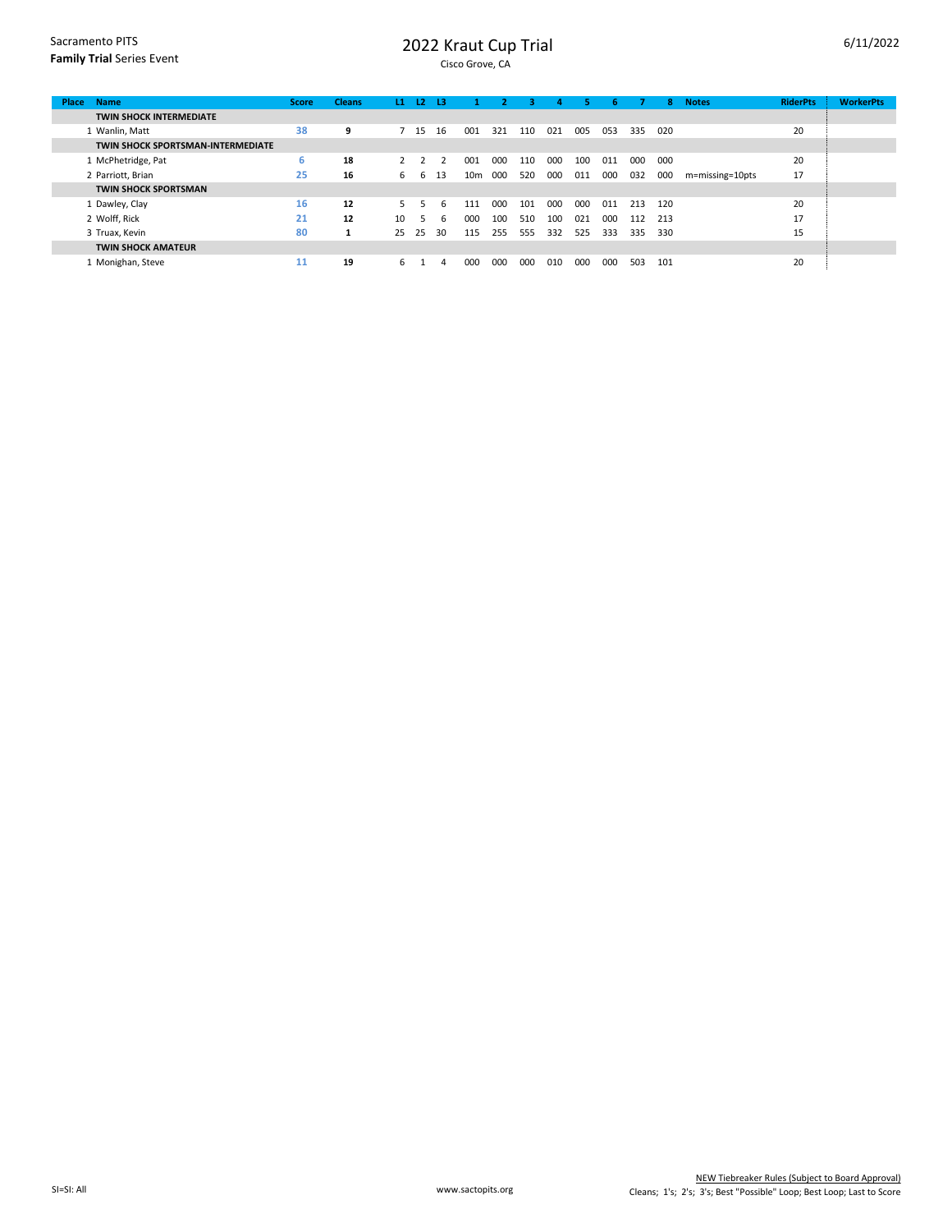Sacramento PITS
**Family Trial** Series Event

# 2022 Kraut Cup Trial

Cisco Grove, CA

6/11/2022

| Place | Name | Score | Cleans | L1 | L2 | L3 | 1 | 2 | 3 | 4 | 5 | 6 | 7 | 8 | Notes | RiderPts | WorkerPts |
|---|---|---|---|---|---|---|---|---|---|---|---|---|---|---|---|---|---|
| | **TWIN SHOCK INTERMEDIATE** | | | | | | | | | | | | | | | | |
| 1 | Wanlin, Matt | 38 | 9 | 7 | 15 | 16 | 001 | 321 | 110 | 021 | 005 | 053 | 335 | 020 | | 20 | |
| | **TWIN SHOCK SPORTSMAN-INTERMEDIATE** | | | | | | | | | | | | | | | | |
| 1 | McPhetridge, Pat | 6 | 18 | 2 | 2 | 2 | 001 | 000 | 110 | 000 | 100 | 011 | 000 | 000 | | 20 | |
| 2 | Parriott, Brian | 25 | 16 | 6 | 6 | 13 | 10m | 000 | 520 | 000 | 011 | 000 | 032 | 000 | m=missing=10pts | 17 | |
| | **TWIN SHOCK SPORTSMAN** | | | | | | | | | | | | | | | | |
| 1 | Dawley, Clay | 16 | 12 | 5 | 5 | 6 | 111 | 000 | 101 | 000 | 000 | 011 | 213 | 120 | | 20 | |
| 2 | Wolff, Rick | 21 | 12 | 10 | 5 | 6 | 000 | 100 | 510 | 100 | 021 | 000 | 112 | 213 | | 17 | |
| 3 | Truax, Kevin | 80 | 1 | 25 | 25 | 30 | 115 | 255 | 555 | 332 | 525 | 333 | 335 | 330 | | 15 | |
| | **TWIN SHOCK AMATEUR** | | | | | | | | | | | | | | | | |
| 1 | Monighan, Steve | 11 | 19 | 6 | 1 | 4 | 000 | 000 | 000 | 010 | 000 | 000 | 503 | 101 | | 20 | |

SI=SI: All

www.sactopits.org

NEW Tiebreaker Rules (Subject to Board Approval)
Cleans; 1's; 2's; 3's; Best "Possible" Loop; Best Loop; Last to Score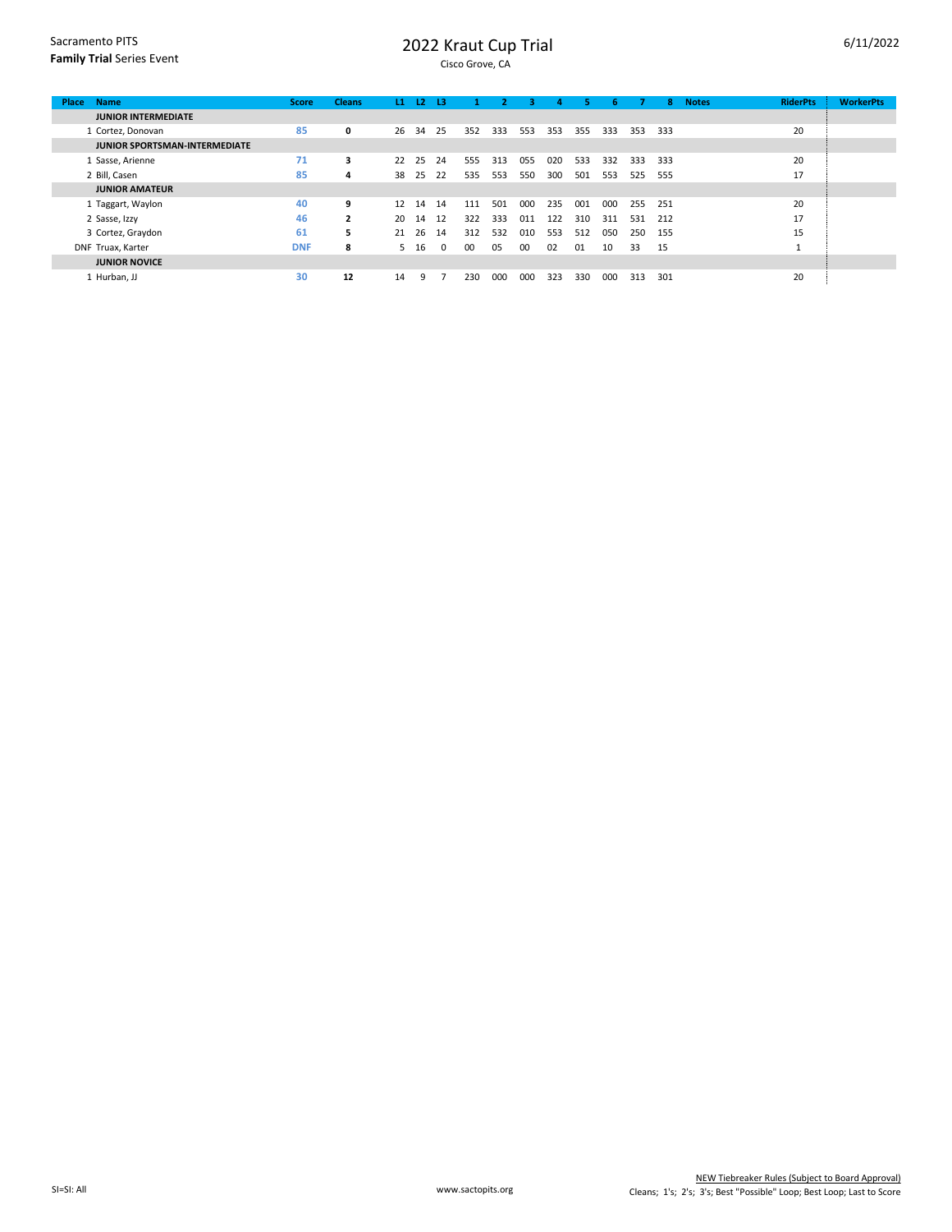Sacramento PITS
**Family Trial** Series Event

# 2022 Kraut Cup Trial

Cisco Grove, CA

6/11/2022

| Place | Name | Score | Cleans | L1 | L2 | L3 | 1 | 2 | 3 | 4 | 5 | 6 | 7 | 8 | Notes | RiderPts | WorkerPts |
|---|---|---|---|---|---|---|---|---|---|---|---|---|---|---|---|---|---|
| | **JUNIOR INTERMEDIATE** | | | | | | | | | | | | | | | | |
| 1 | Cortez, Donovan | 85 | 0 | 26 | 34 | 25 | 352 | 333 | 553 | 353 | 355 | 333 | 353 | 333 | | 20 | |
| | **JUNIOR SPORTSMAN-INTERMEDIATE** | | | | | | | | | | | | | | | | |
| 1 | Sasse, Arienne | 71 | 3 | 22 | 25 | 24 | 555 | 313 | 055 | 020 | 533 | 332 | 333 | 333 | | 20 | |
| 2 | Bill, Casen | 85 | 4 | 38 | 25 | 22 | 535 | 553 | 550 | 300 | 501 | 553 | 525 | 555 | | 17 | |
| | **JUNIOR AMATEUR** | | | | | | | | | | | | | | | | |
| 1 | Taggart, Waylon | 40 | 9 | 12 | 14 | 14 | 111 | 501 | 000 | 235 | 001 | 000 | 255 | 251 | | 20 | |
| 2 | Sasse, Izzy | 46 | 2 | 20 | 14 | 12 | 322 | 333 | 011 | 122 | 310 | 311 | 531 | 212 | | 17 | |
| 3 | Cortez, Graydon | 61 | 5 | 21 | 26 | 14 | 312 | 532 | 010 | 553 | 512 | 050 | 250 | 155 | | 15 | |
| DNF | Truax, Karter | DNF | 8 | 5 | 16 | 0 | 00 | 05 | 00 | 02 | 01 | 10 | 33 | 15 | | 1 | |
| | **JUNIOR NOVICE** | | | | | | | | | | | | | | | | |
| 1 | Hurban, JJ | 30 | 12 | 14 | 9 | 7 | 230 | 000 | 000 | 323 | 330 | 000 | 313 | 301 | | 20 | |

SI=SI: All

www.sactopits.org

NEW Tiebreaker Rules (Subject to Board Approval)
Cleans; 1's; 2's; 3's; Best "Possible" Loop; Best Loop; Last to Score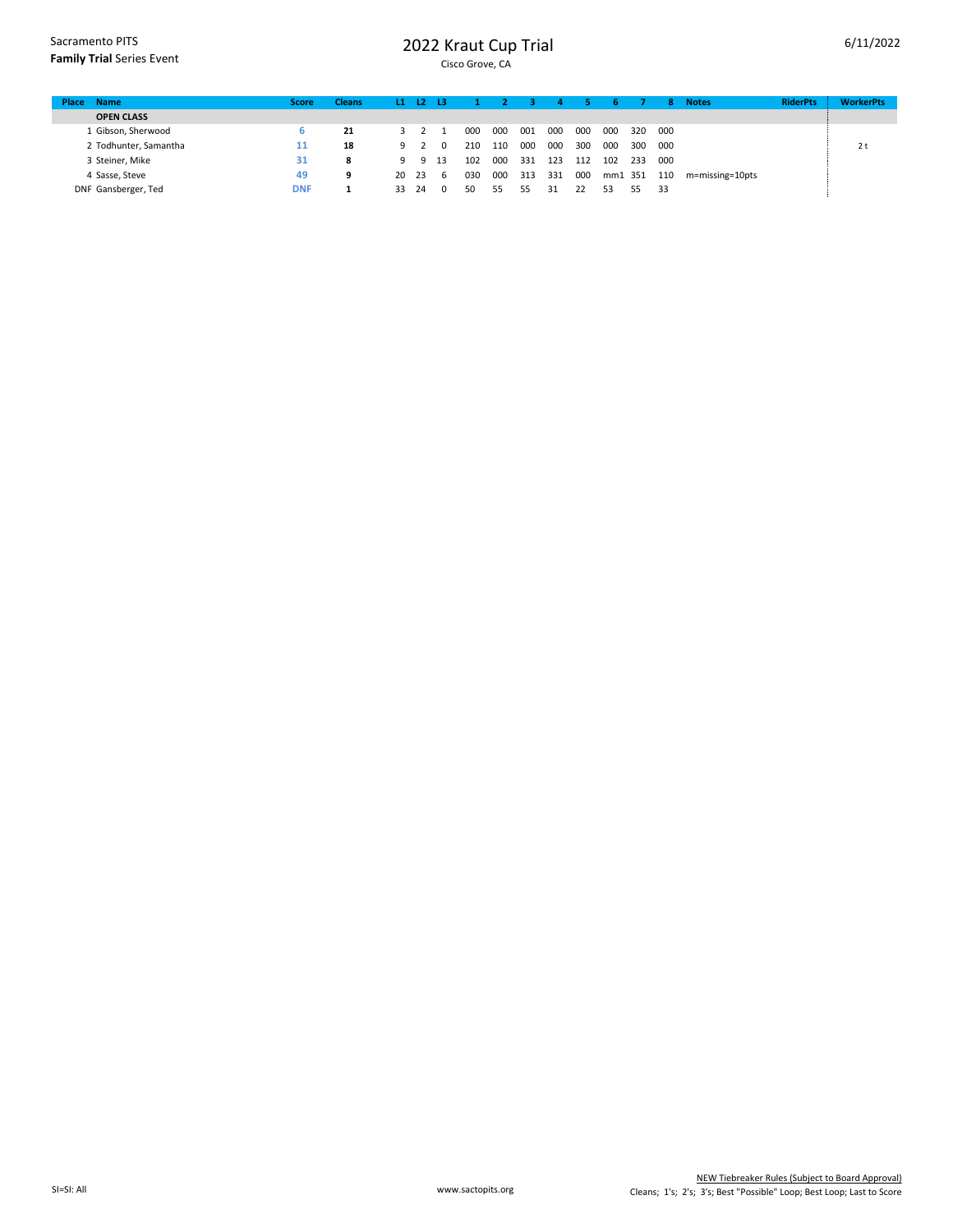Sacramento PITS
**Family Trial** Series Event

# 2022 Kraut Cup Trial

Cisco Grove, CA

6/11/2022

| Place | Name | Score | Cleans | L1 | L2 | L3 | 1 | 2 | 3 | 4 | 5 | 6 | 7 | 8 | Notes | RiderPts | WorkerPts |
|---|---|---|---|---|---|---|---|---|---|---|---|---|---|---|---|---|---|
| | **OPEN CLASS** | | | | | | | | | | | | | | | | |
| 1 | Gibson, Sherwood | 6 | **21** | 3 | 2 | 1 | 000 | 000 | 001 | 000 | 000 | 000 | 320 | 000 | | | |
| 2 | Todhunter, Samantha | 11 | **18** | 9 | 2 | 0 | 210 | 110 | 000 | 000 | 300 | 000 | 300 | 000 | | | 2 t |
| 3 | Steiner, Mike | 31 | **8** | 9 | 9 | 13 | 102 | 000 | 331 | 123 | 112 | 102 | 233 | 000 | | | |
| 4 | Sasse, Steve | 49 | **9** | 20 | 23 | 6 | 030 | 000 | 313 | 331 | 000 | mm1 | 351 | 110 | m=missing=10pts | | |
| DNF | Gansberger, Ted | DNF | **1** | 33 | 24 | 0 | 50 | 55 | 55 | 31 | 22 | 53 | 55 | 33 | | | |

SI=SI: All

www.sactopits.org

NEW Tiebreaker Rules (Subject to Board Approval)
Cleans; 1's; 2's; 3's; Best "Possible" Loop; Best Loop; Last to Score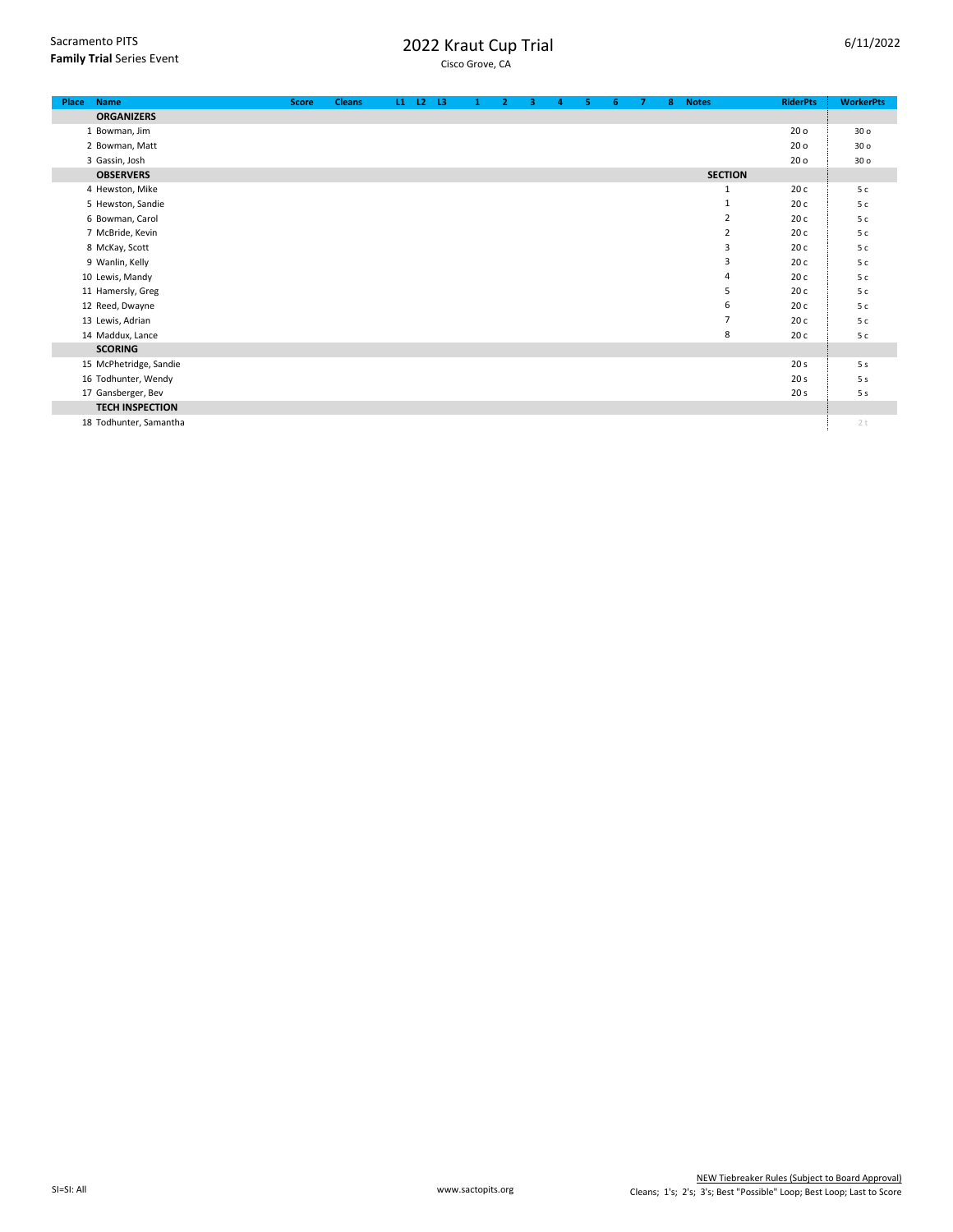Sacramento PITS
**Family Trial** Series Event

# 2022 Kraut Cup Trial

Cisco Grove, CA

6/11/2022

| Place | Name | Score | Cleans | L1 | L2 | L3 | 1 | 2 | 3 | 4 | 5 | 6 | 7 | 8 | Notes | RiderPts | WorkerPts |
|---|---|---|---|---|---|---|---|---|---|---|---|---|---|---|---|---|---|
| | **ORGANIZERS** | | | | | | | | | | | | | | | | |
| 1 | Bowman, Jim | | | | | | | | | | | | | | | 20 o | 30 o |
| 2 | Bowman, Matt | | | | | | | | | | | | | | | 20 o | 30 o |
| 3 | Gassin, Josh | | | | | | | | | | | | | | | 20 o | 30 o |
| | **OBSERVERS** | | | | | | | | | | | | | | **SECTION** | | |
| 4 | Hewston, Mike | | | | | | | | | | | | | | 1 | 20 c | 5 c |
| 5 | Hewston, Sandie | | | | | | | | | | | | | | 1 | 20 c | 5 c |
| 6 | Bowman, Carol | | | | | | | | | | | | | | 2 | 20 c | 5 c |
| 7 | McBride, Kevin | | | | | | | | | | | | | | 2 | 20 c | 5 c |
| 8 | McKay, Scott | | | | | | | | | | | | | | 3 | 20 c | 5 c |
| 9 | Wanlin, Kelly | | | | | | | | | | | | | | 3 | 20 c | 5 c |
| 10 | Lewis, Mandy | | | | | | | | | | | | | | 4 | 20 c | 5 c |
| 11 | Hamersly, Greg | | | | | | | | | | | | | | 5 | 20 c | 5 c |
| 12 | Reed, Dwayne | | | | | | | | | | | | | | 6 | 20 c | 5 c |
| 13 | Lewis, Adrian | | | | | | | | | | | | | | 7 | 20 c | 5 c |
| 14 | Maddux, Lance | | | | | | | | | | | | | | 8 | 20 c | 5 c |
| | **SCORING** | | | | | | | | | | | | | | | | |
| 15 | McPhetridge, Sandie | | | | | | | | | | | | | | | 20 s | 5 s |
| 16 | Todhunter, Wendy | | | | | | | | | | | | | | | 20 s | 5 s |
| 17 | Gansberger, Bev | | | | | | | | | | | | | | | 20 s | 5 s |
| | **TECH INSPECTION** | | | | | | | | | | | | | | | | |
| 18 | Todhunter, Samantha | | | | | | | | | | | | | | | | 2 t |

SI=SI: All

www.sactopits.org

NEW Tiebreaker Rules (Subject to Board Approval)
Cleans; 1's; 2's; 3's; Best "Possible" Loop; Best Loop; Last to Score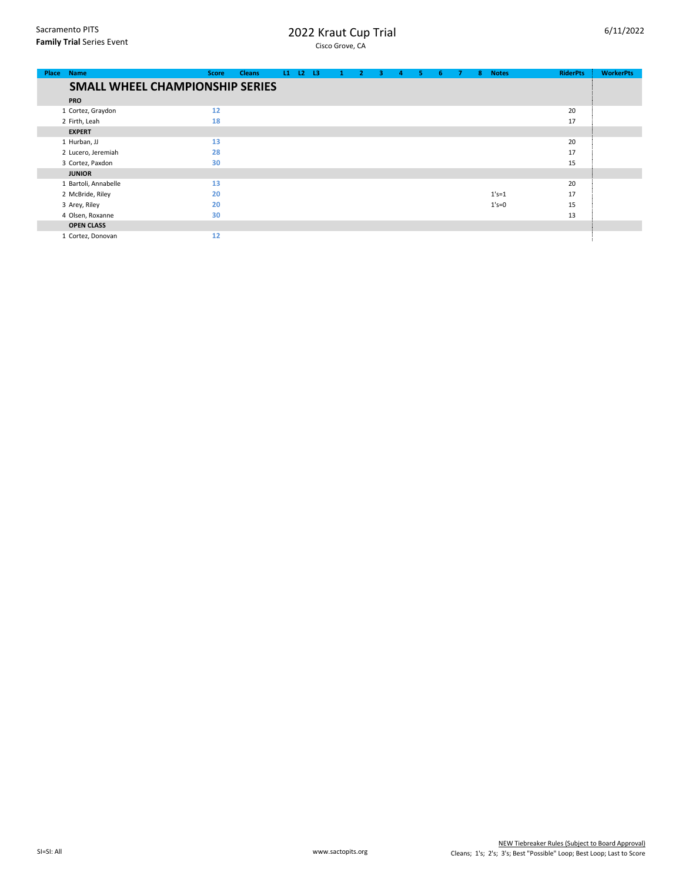Sacramento PITS
**Family Trial** Series Event

# 2022 Kraut Cup Trial

Cisco Grove, CA

6/11/2022

| Place | Name | Score | Cleans | L1 | L2 | L3 | 1 | 2 | 3 | 4 | 5 | 6 | 7 | 8 | Notes | RiderPts | WorkerPts |
|---|---|---|---|---|---|---|---|---|---|---|---|---|---|---|---|---|---|
| | **SMALL WHEEL CHAMPIONSHIP SERIES** | | | | | | | | | | | | | | | | |
| | **PRO** | | | | | | | | | | | | | | | | |
| 1 | Cortez, Graydon | 12 | | | | | | | | | | | | | | 20 | |
| 2 | Firth, Leah | 18 | | | | | | | | | | | | | | 17 | |
| | **EXPERT** | | | | | | | | | | | | | | | | |
| 1 | Hurban, JJ | 13 | | | | | | | | | | | | | | 20 | |
| 2 | Lucero, Jeremiah | 28 | | | | | | | | | | | | | | 17 | |
| 3 | Cortez, Paxdon | 30 | | | | | | | | | | | | | | 15 | |
| | **JUNIOR** | | | | | | | | | | | | | | | | |
| 1 | Bartoli, Annabelle | 13 | | | | | | | | | | | | | | 20 | |
| 2 | McBride, Riley | 20 | | | | | | | | | | | | | 1's=1 | 17 | |
| 3 | Arey, Riley | 20 | | | | | | | | | | | | | 1's=0 | 15 | |
| 4 | Olsen, Roxanne | 30 | | | | | | | | | | | | | | 13 | |
| | **OPEN CLASS** | | | | | | | | | | | | | | | | |
| 1 | Cortez, Donovan | 12 | | | | | | | | | | | | | | | |

SI=SI: All

www.sactopits.org

NEW Tiebreaker Rules (Subject to Board Approval)
Cleans; 1's; 2's; 3's; Best "Possible" Loop; Best Loop; Last to Score